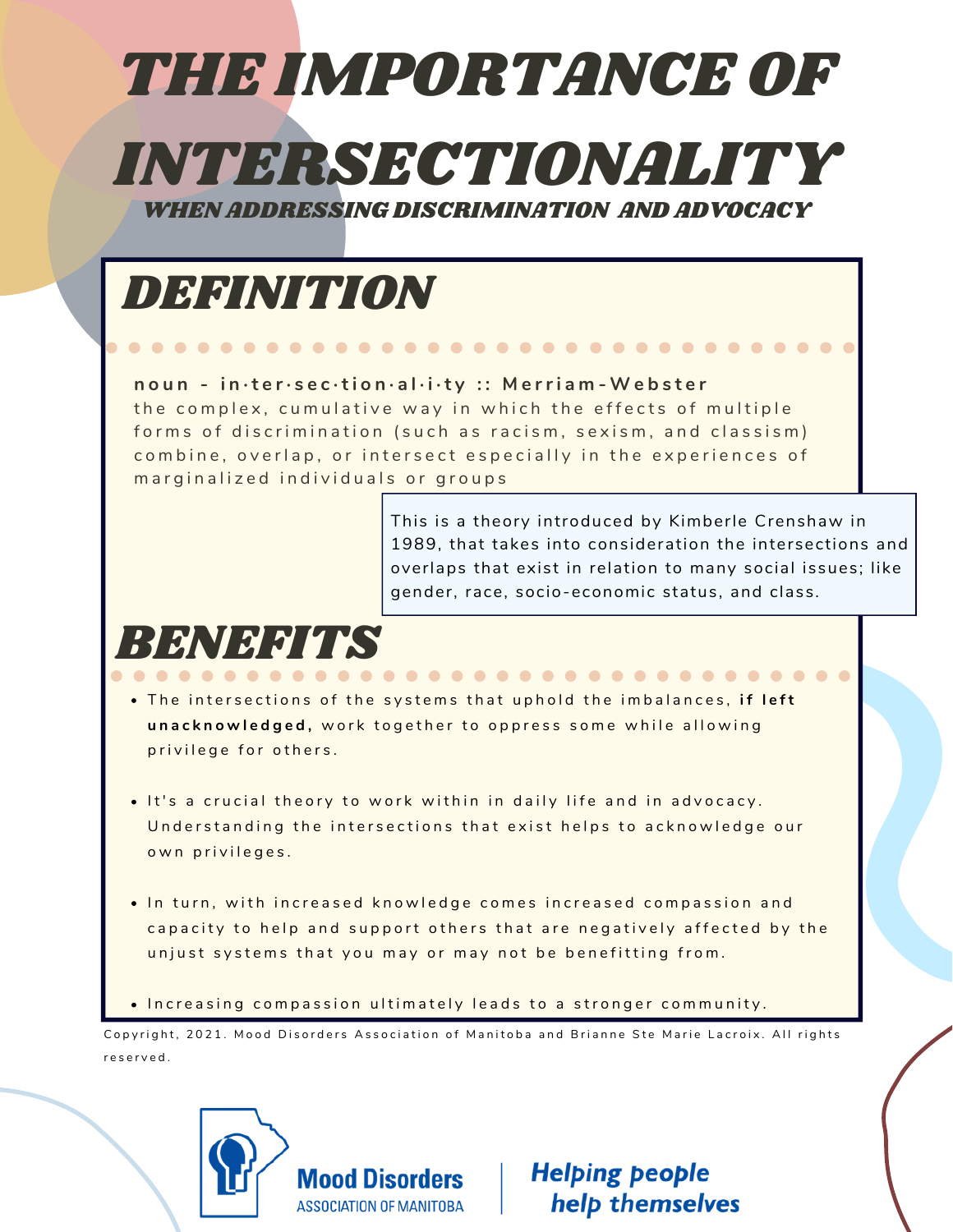# THE IMPORTANCE OF INTERSECTIONALITY

### WHEN ADDRESSING DISCRIMINATION AND ADVOCACY

## DEFINITION

**noun - in·ter·sec·tion·al·i·ty :: Merriam-Webster**
the complex, cumulative way in which the effects of multiple forms of discrimination (such as racism, sexism, and classism) combine, overlap, or intersect especially in the experiences of marginalized individuals or groups

This is a theory introduced by Kimberle Crenshaw in 1989, that takes into consideration the intersections and overlaps that exist in relation to many social issues; like gender, race, socio-economic status, and class.

## BENEFITS

- The intersections of the systems that uphold the imbalances, **if left unacknowledged,** work together to oppress some while allowing privilege for others.
- It's a crucial theory to work within in daily life and in advocacy. Understanding the intersections that exist helps to acknowledge our own privileges.
- In turn, with increased knowledge comes increased compassion and capacity to help and support others that are negatively affected by the unjust systems that you may or may not be benefitting from.
- Increasing compassion ultimately leads to a stronger community.

Copyright, 2021. Mood Disorders Association of Manitoba and Brianne Ste Marie Lacroix. All rights reserved.

Mood Disorders ASSOCIATION OF MANITOBA | *Helping people help themselves*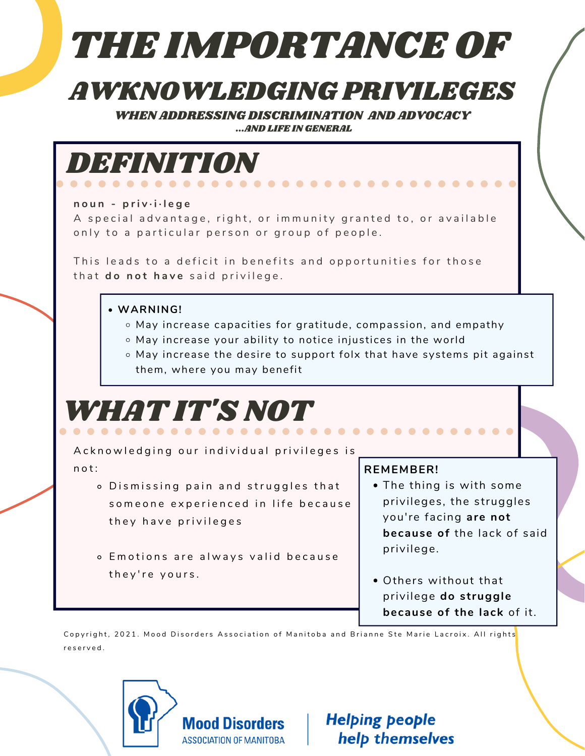# THE IMPORTANCE OF AWKNOWLEDGING PRIVILEGES

### WHEN ADDRESSING DISCRIMINATION AND ADVOCACY

#### ...AND LIFE IN GENERAL

## DEFINITION

**noun - priv·i·lege**
A special advantage, right, or immunity granted to, or available only to a particular person or group of people.

This leads to a deficit in benefits and opportunities for those that **do not have** said privilege.

- **WARNING!**
  - May increase capacities for gratitude, compassion, and empathy
  - May increase your ability to notice injustices in the world
  - May increase the desire to support folx that have systems pit against them, where you may benefit

## WHAT IT'S NOT

Acknowledging our individual privileges is not:

- Dismissing pain and struggles that someone experienced in life because they have privileges
- Emotions are always valid because they're yours.

**REMEMBER!**

- The thing is with some privileges, the struggles you're facing **are not because of** the lack of said privilege.
- Others without that privilege **do struggle because of the lack** of it.

Copyright, 2021. Mood Disorders Association of Manitoba and Brianne Ste Marie Lacroix. All rights reserved.

Mood Disorders ASSOCIATION OF MANITOBA

*Helping people help themselves*